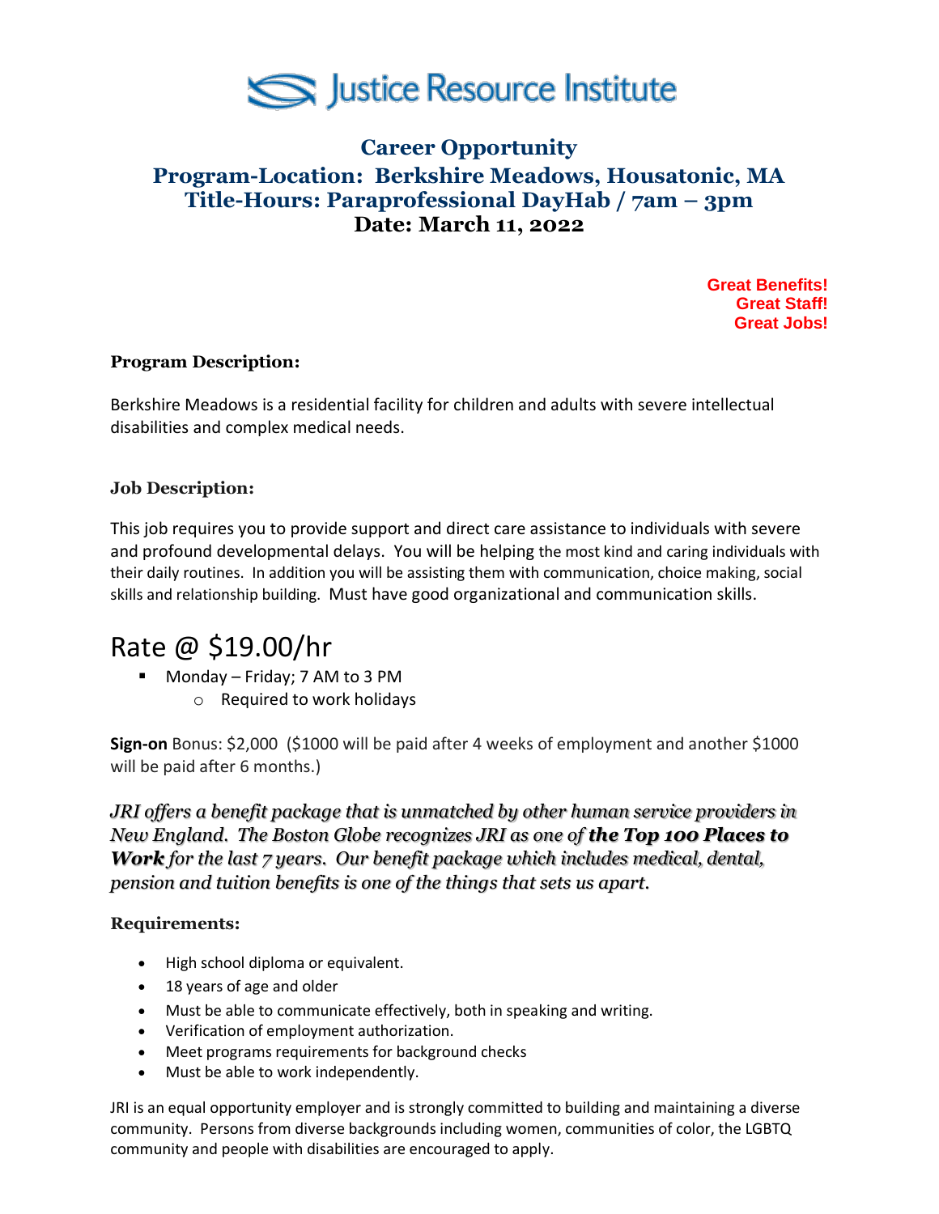# Justice Resource Institute

## Career Opportunity
## Program-Location: Berkshire Meadows, Housatonic, MA
## Title-Hours: Paraprofessional DayHab / 7am – 3pm
## Date: March 11, 2022

**Great Benefits!**
**Great Staff!**
**Great Jobs!**

### Program Description:

Berkshire Meadows is a residential facility for children and adults with severe intellectual disabilities and complex medical needs.

### Job Description:

This job requires you to provide support and direct care assistance to individuals with severe and profound developmental delays. You will be helping the most kind and caring individuals with their daily routines. In addition you will be assisting them with communication, choice making, social skills and relationship building. Must have good organizational and communication skills.

## Rate @ $19.00/hr

- Monday – Friday; 7 AM to 3 PM
  - Required to work holidays

**Sign-on** Bonus: $2,000 ($1000 will be paid after 4 weeks of employment and another $1000 will be paid after 6 months.)

*JRI offers a benefit package that is unmatched by other human service providers in New England. The Boston Globe recognizes JRI as one of* ***the Top 100 Places to Work*** *for the last 7 years. Our benefit package which includes medical, dental, pension and tuition benefits is one of the things that sets us apart.*

### Requirements:

- High school diploma or equivalent.
- 18 years of age and older
- Must be able to communicate effectively, both in speaking and writing.
- Verification of employment authorization.
- Meet programs requirements for background checks
- Must be able to work independently.

JRI is an equal opportunity employer and is strongly committed to building and maintaining a diverse community. Persons from diverse backgrounds including women, communities of color, the LGBTQ community and people with disabilities are encouraged to apply.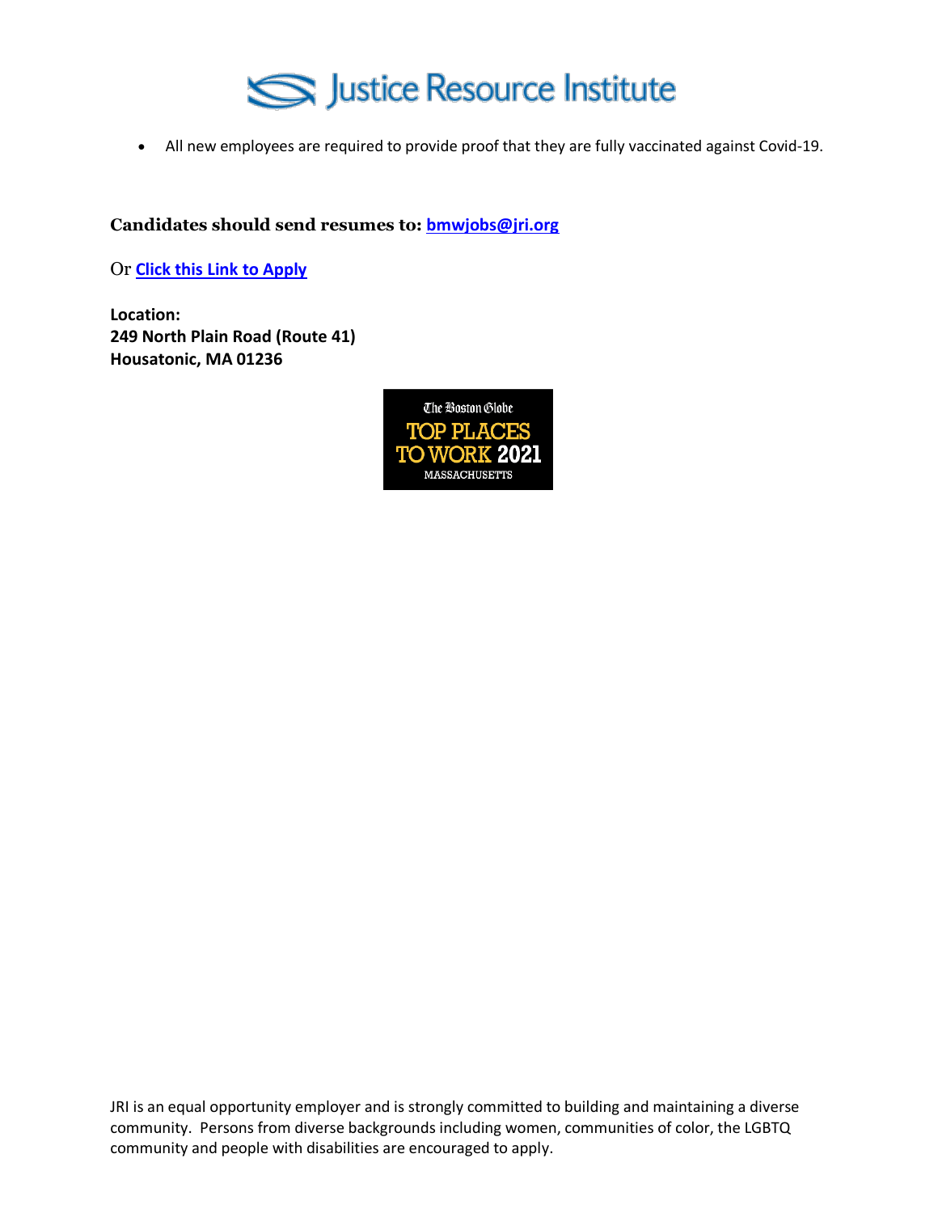Justice Resource Institute

- All new employees are required to provide proof that they are fully vaccinated against Covid-19.

**Candidates should send resumes to: bmwjobs@jri.org**

Or **Click this Link to Apply**

**Location:**
**249 North Plain Road (Route 41)**
**Housatonic, MA 01236**

The Boston Globe
TOP PLACES TO WORK 2021
MASSACHUSETTS

JRI is an equal opportunity employer and is strongly committed to building and maintaining a diverse community. Persons from diverse backgrounds including women, communities of color, the LGBTQ community and people with disabilities are encouraged to apply.